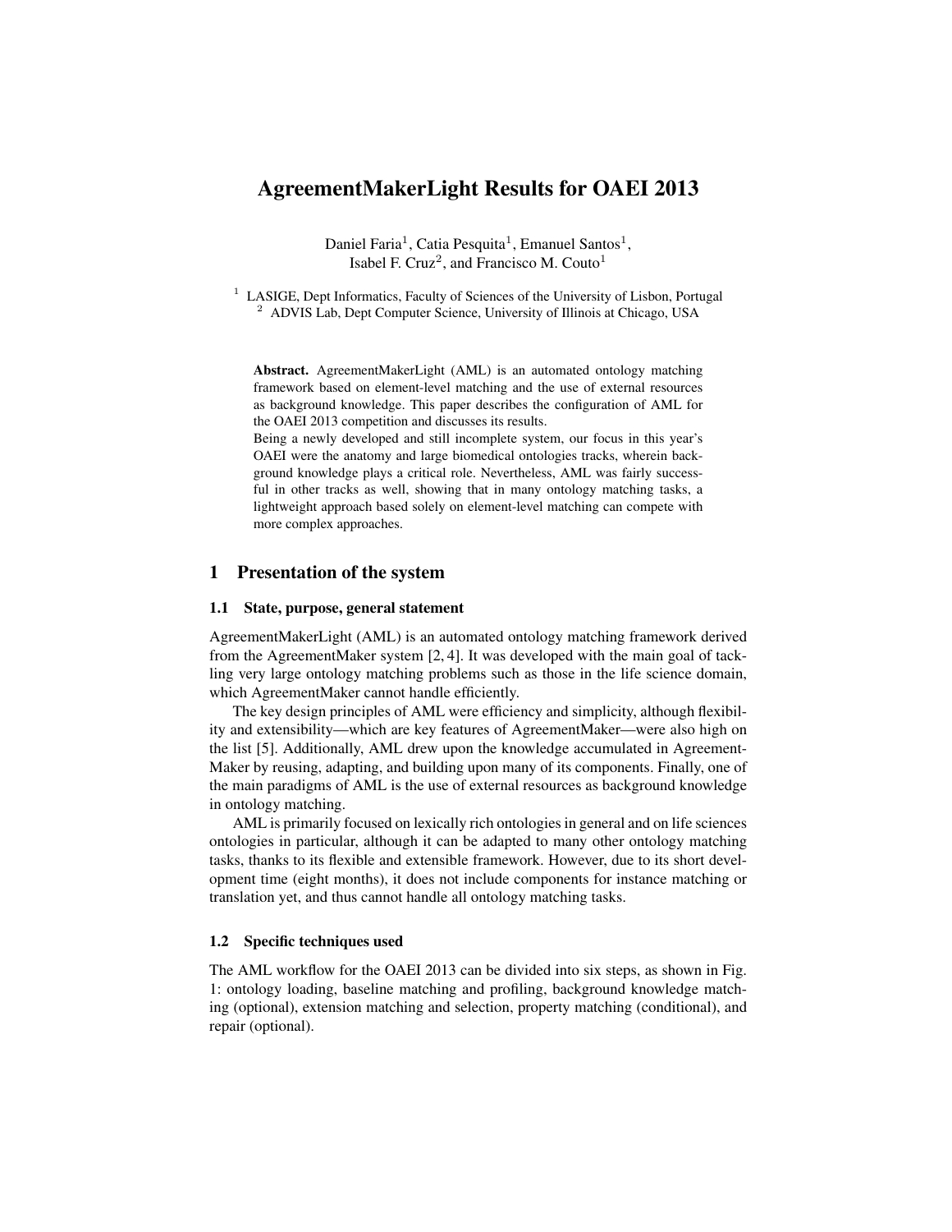# AgreementMakerLight Results for OAEI 2013

Daniel Faria[1], Catia Pesquita[1], Emanuel Santos[1], Isabel F. Cruz[2], and Francisco M. Couto[1]

[1] LASIGE, Dept Informatics, Faculty of Sciences of the University of Lisbon, Portugal
[2] ADVIS Lab, Dept Computer Science, University of Illinois at Chicago, USA

**Abstract.** AgreementMakerLight (AML) is an automated ontology matching framework based on element-level matching and the use of external resources as background knowledge. This paper describes the configuration of AML for the OAEI 2013 competition and discusses its results.
Being a newly developed and still incomplete system, our focus in this year's OAEI were the anatomy and large biomedical ontologies tracks, wherein background knowledge plays a critical role. Nevertheless, AML was fairly successful in other tracks as well, showing that in many ontology matching tasks, a lightweight approach based solely on element-level matching can compete with more complex approaches.

## 1 Presentation of the system

### 1.1 State, purpose, general statement

AgreementMakerLight (AML) is an automated ontology matching framework derived from the AgreementMaker system [2, 4]. It was developed with the main goal of tackling very large ontology matching problems such as those in the life science domain, which AgreementMaker cannot handle efficiently.

The key design principles of AML were efficiency and simplicity, although flexibility and extensibility—which are key features of AgreementMaker—were also high on the list [5]. Additionally, AML drew upon the knowledge accumulated in AgreementMaker by reusing, adapting, and building upon many of its components. Finally, one of the main paradigms of AML is the use of external resources as background knowledge in ontology matching.

AML is primarily focused on lexically rich ontologies in general and on life sciences ontologies in particular, although it can be adapted to many other ontology matching tasks, thanks to its flexible and extensible framework. However, due to its short development time (eight months), it does not include components for instance matching or translation yet, and thus cannot handle all ontology matching tasks.

### 1.2 Specific techniques used

The AML workflow for the OAEI 2013 can be divided into six steps, as shown in Fig. 1: ontology loading, baseline matching and profiling, background knowledge matching (optional), extension matching and selection, property matching (conditional), and repair (optional).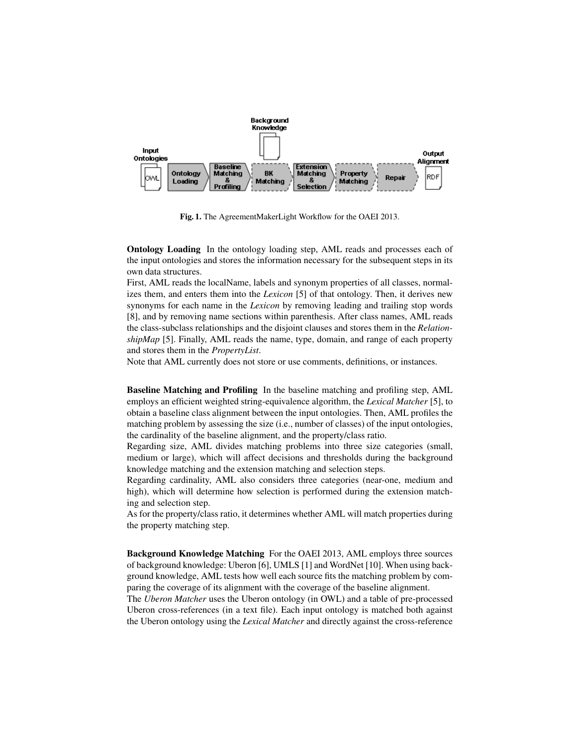**Fig. 1.** The AgreementMakerLight Workflow for the OAEI 2013.

**Ontology Loading** In the ontology loading step, AML reads and processes each of the input ontologies and stores the information necessary for the subsequent steps in its own data structures.
First, AML reads the localName, labels and synonym properties of all classes, normalizes them, and enters them into the *Lexicon* [5] of that ontology. Then, it derives new synonyms for each name in the *Lexicon* by removing leading and trailing stop words [8], and by removing name sections within parenthesis. After class names, AML reads the class-subclass relationships and the disjoint clauses and stores them in the *RelationshipMap* [5]. Finally, AML reads the name, type, domain, and range of each property and stores them in the *PropertyList*.
Note that AML currently does not store or use comments, definitions, or instances.

**Baseline Matching and Profiling** In the baseline matching and profiling step, AML employs an efficient weighted string-equivalence algorithm, the *Lexical Matcher* [5], to obtain a baseline class alignment between the input ontologies. Then, AML profiles the matching problem by assessing the size (i.e., number of classes) of the input ontologies, the cardinality of the baseline alignment, and the property/class ratio.
Regarding size, AML divides matching problems into three size categories (small, medium or large), which will affect decisions and thresholds during the background knowledge matching and the extension matching and selection steps.
Regarding cardinality, AML also considers three categories (near-one, medium and high), which will determine how selection is performed during the extension matching and selection step.
As for the property/class ratio, it determines whether AML will match properties during the property matching step.

**Background Knowledge Matching** For the OAEI 2013, AML employs three sources of background knowledge: Uberon [6], UMLS [1] and WordNet [10]. When using background knowledge, AML tests how well each source fits the matching problem by comparing the coverage of its alignment with the coverage of the baseline alignment.
The *Uberon Matcher* uses the Uberon ontology (in OWL) and a table of pre-processed Uberon cross-references (in a text file). Each input ontology is matched both against the Uberon ontology using the *Lexical Matcher* and directly against the cross-reference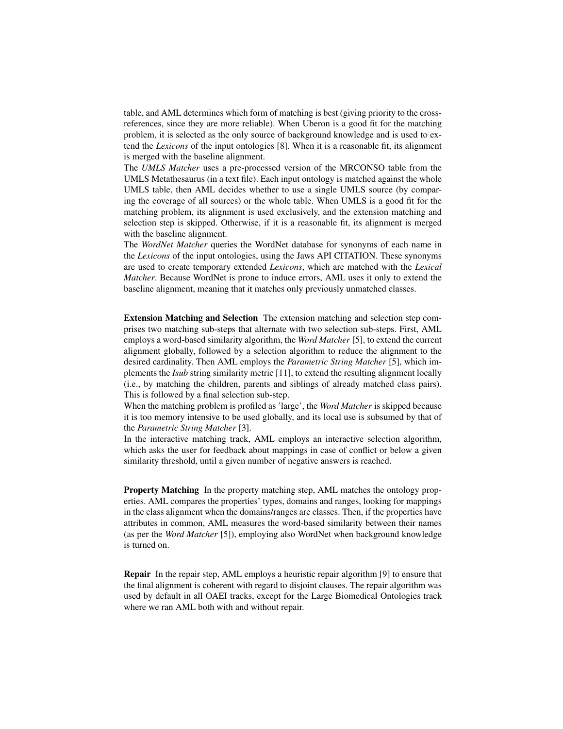table, and AML determines which form of matching is best (giving priority to the cross-references, since they are more reliable). When Uberon is a good fit for the matching problem, it is selected as the only source of background knowledge and is used to extend the *Lexicons* of the input ontologies [8]. When it is a reasonable fit, its alignment is merged with the baseline alignment.

The *UMLS Matcher* uses a pre-processed version of the MRCONSO table from the UMLS Metathesaurus (in a text file). Each input ontology is matched against the whole UMLS table, then AML decides whether to use a single UMLS source (by comparing the coverage of all sources) or the whole table. When UMLS is a good fit for the matching problem, its alignment is used exclusively, and the extension matching and selection step is skipped. Otherwise, if it is a reasonable fit, its alignment is merged with the baseline alignment.

The *WordNet Matcher* queries the WordNet database for synonyms of each name in the *Lexicons* of the input ontologies, using the Jaws API CITATION. These synonyms are used to create temporary extended *Lexicons*, which are matched with the *Lexical Matcher*. Because WordNet is prone to induce errors, AML uses it only to extend the baseline alignment, meaning that it matches only previously unmatched classes.

**Extension Matching and Selection** The extension matching and selection step comprises two matching sub-steps that alternate with two selection sub-steps. First, AML employs a word-based similarity algorithm, the *Word Matcher* [5], to extend the current alignment globally, followed by a selection algorithm to reduce the alignment to the desired cardinality. Then AML employs the *Parametric String Matcher* [5], which implements the *Isub* string similarity metric [11], to extend the resulting alignment locally (i.e., by matching the children, parents and siblings of already matched class pairs). This is followed by a final selection sub-step.

When the matching problem is profiled as 'large', the *Word Matcher* is skipped because it is too memory intensive to be used globally, and its local use is subsumed by that of the *Parametric String Matcher* [3].

In the interactive matching track, AML employs an interactive selection algorithm, which asks the user for feedback about mappings in case of conflict or below a given similarity threshold, until a given number of negative answers is reached.

**Property Matching** In the property matching step, AML matches the ontology properties. AML compares the properties' types, domains and ranges, looking for mappings in the class alignment when the domains/ranges are classes. Then, if the properties have attributes in common, AML measures the word-based similarity between their names (as per the *Word Matcher* [5]), employing also WordNet when background knowledge is turned on.

**Repair** In the repair step, AML employs a heuristic repair algorithm [9] to ensure that the final alignment is coherent with regard to disjoint clauses. The repair algorithm was used by default in all OAEI tracks, except for the Large Biomedical Ontologies track where we ran AML both with and without repair.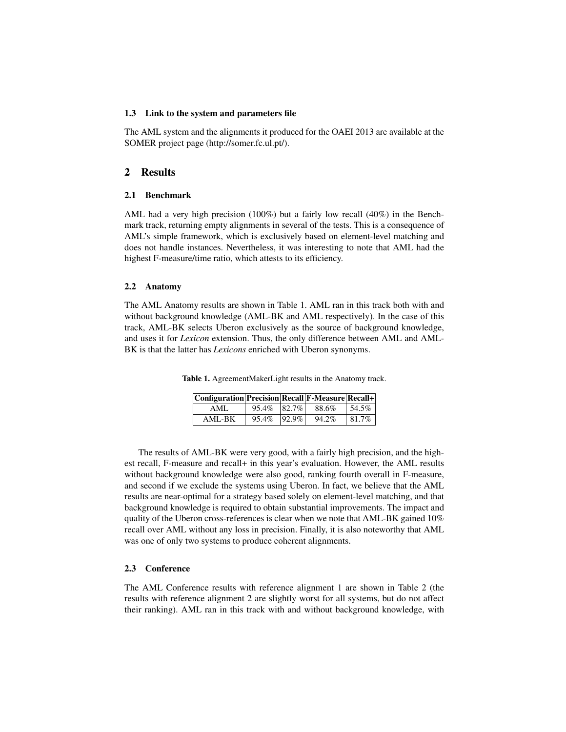### 1.3 Link to the system and parameters file

The AML system and the alignments it produced for the OAEI 2013 are available at the SOMER project page (http://somer.fc.ul.pt/).

## 2 Results

### 2.1 Benchmark

AML had a very high precision (100%) but a fairly low recall (40%) in the Benchmark track, returning empty alignments in several of the tests. This is a consequence of AML's simple framework, which is exclusively based on element-level matching and does not handle instances. Nevertheless, it was interesting to note that AML had the highest F-measure/time ratio, which attests to its efficiency.

### 2.2 Anatomy

The AML Anatomy results are shown in Table 1. AML ran in this track both with and without background knowledge (AML-BK and AML respectively). In the case of this track, AML-BK selects Uberon exclusively as the source of background knowledge, and uses it for *Lexicon* extension. Thus, the only difference between AML and AML-BK is that the latter has *Lexicons* enriched with Uberon synonyms.

**Table 1.** AgreementMakerLight results in the Anatomy track.

| Configuration | Precision | Recall | F-Measure | Recall+ |
|---|---|---|---|---|
| AML | 95.4% | 82.7% | 88.6% | 54.5% |
| AML-BK | 95.4% | 92.9% | 94.2% | 81.7% |

The results of AML-BK were very good, with a fairly high precision, and the highest recall, F-measure and recall+ in this year's evaluation. However, the AML results without background knowledge were also good, ranking fourth overall in F-measure, and second if we exclude the systems using Uberon. In fact, we believe that the AML results are near-optimal for a strategy based solely on element-level matching, and that background knowledge is required to obtain substantial improvements. The impact and quality of the Uberon cross-references is clear when we note that AML-BK gained 10% recall over AML without any loss in precision. Finally, it is also noteworthy that AML was one of only two systems to produce coherent alignments.

### 2.3 Conference

The AML Conference results with reference alignment 1 are shown in Table 2 (the results with reference alignment 2 are slightly worst for all systems, but do not affect their ranking). AML ran in this track with and without background knowledge, with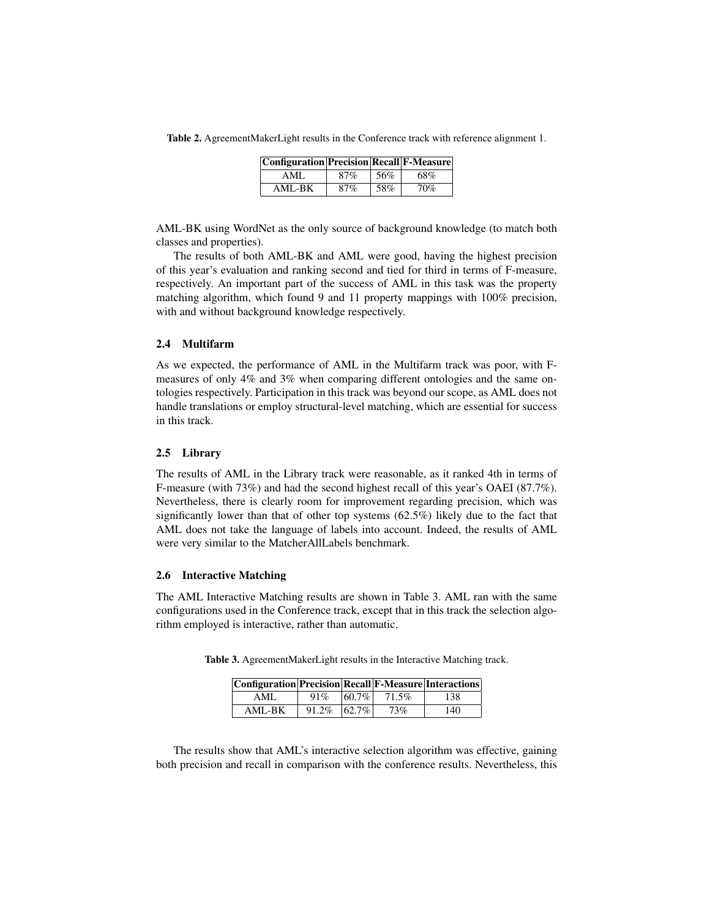Table 2. AgreementMakerLight results in the Conference track with reference alignment 1.

| Configuration | Precision | Recall | F-Measure |
|---|---|---|---|
| AML | 87% | 56% | 68% |
| AML-BK | 87% | 58% | 70% |

AML-BK using WordNet as the only source of background knowledge (to match both classes and properties).

The results of both AML-BK and AML were good, having the highest precision of this year's evaluation and ranking second and tied for third in terms of F-measure, respectively. An important part of the success of AML in this task was the property matching algorithm, which found 9 and 11 property mappings with 100% precision, with and without background knowledge respectively.

### 2.4 Multifarm

As we expected, the performance of AML in the Multifarm track was poor, with F-measures of only 4% and 3% when comparing different ontologies and the same ontologies respectively. Participation in this track was beyond our scope, as AML does not handle translations or employ structural-level matching, which are essential for success in this track.

### 2.5 Library

The results of AML in the Library track were reasonable, as it ranked 4th in terms of F-measure (with 73%) and had the second highest recall of this year's OAEI (87.7%). Nevertheless, there is clearly room for improvement regarding precision, which was significantly lower than that of other top systems (62.5%) likely due to the fact that AML does not take the language of labels into account. Indeed, the results of AML were very similar to the MatcherAllLabels benchmark.

### 2.6 Interactive Matching

The AML Interactive Matching results are shown in Table 3. AML ran with the same configurations used in the Conference track, except that in this track the selection algorithm employed is interactive, rather than automatic.

Table 3. AgreementMakerLight results in the Interactive Matching track.

| Configuration | Precision | Recall | F-Measure | Interactions |
|---|---|---|---|---|
| AML | 91% | 60.7% | 71.5% | 138 |
| AML-BK | 91.2% | 62.7% | 73% | 140 |

The results show that AML's interactive selection algorithm was effective, gaining both precision and recall in comparison with the conference results. Nevertheless, this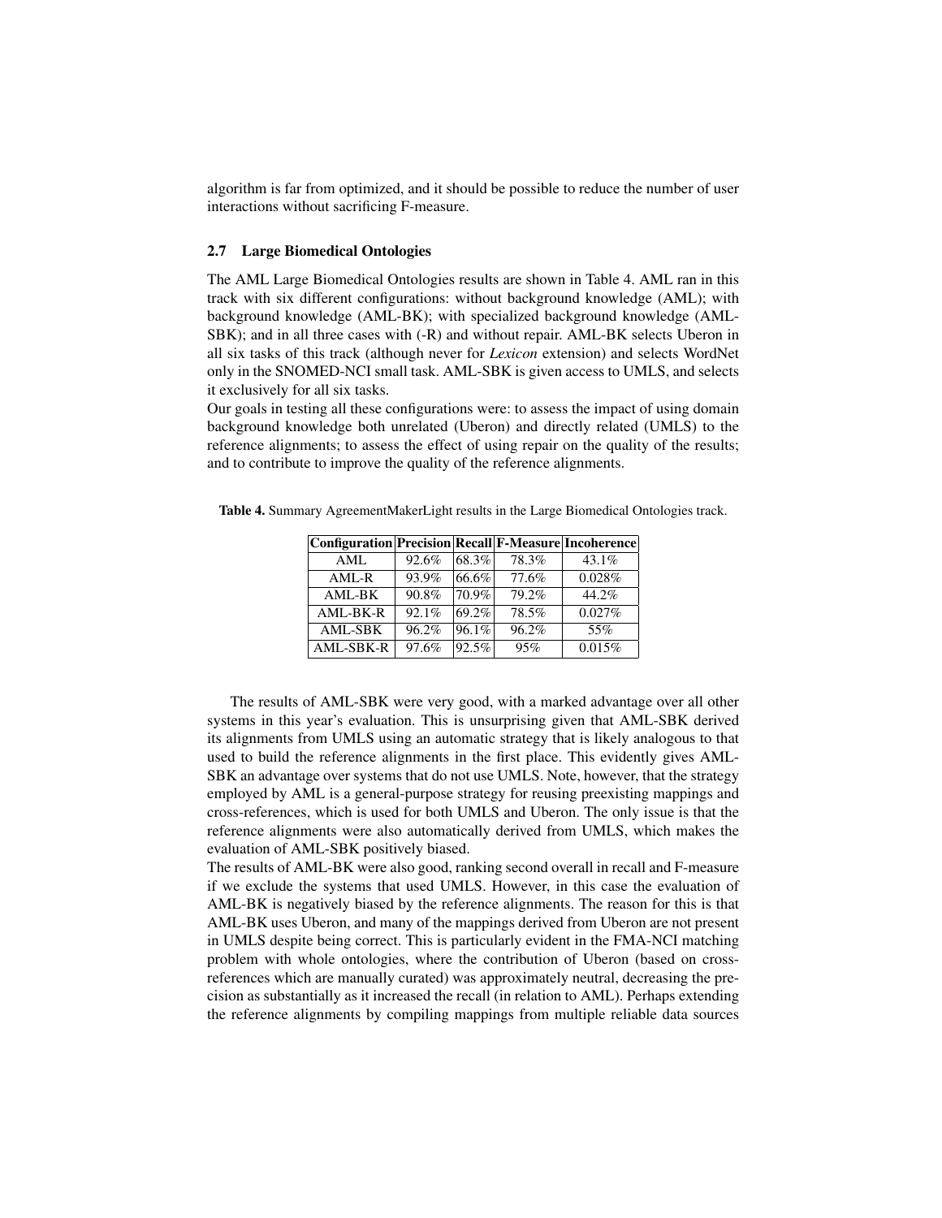algorithm is far from optimized, and it should be possible to reduce the number of user interactions without sacrificing F-measure.

### 2.7 Large Biomedical Ontologies

The AML Large Biomedical Ontologies results are shown in Table 4. AML ran in this track with six different configurations: without background knowledge (AML); with background knowledge (AML-BK); with specialized background knowledge (AML-SBK); and in all three cases with (-R) and without repair. AML-BK selects Uberon in all six tasks of this track (although never for *Lexicon* extension) and selects WordNet only in the SNOMED-NCI small task. AML-SBK is given access to UMLS, and selects it exclusively for all six tasks.
Our goals in testing all these configurations were: to assess the impact of using domain background knowledge both unrelated (Uberon) and directly related (UMLS) to the reference alignments; to assess the effect of using repair on the quality of the results; and to contribute to improve the quality of the reference alignments.

**Table 4.** Summary AgreementMakerLight results in the Large Biomedical Ontologies track.

| Configuration | Precision | Recall | F-Measure | Incoherence |
|---|---|---|---|---|
| AML | 92.6% | 68.3% | 78.3% | 43.1% |
| AML-R | 93.9% | 66.6% | 77.6% | 0.028% |
| AML-BK | 90.8% | 70.9% | 79.2% | 44.2% |
| AML-BK-R | 92.1% | 69.2% | 78.5% | 0.027% |
| AML-SBK | 96.2% | 96.1% | 96.2% | 55% |
| AML-SBK-R | 97.6% | 92.5% | 95% | 0.015% |

The results of AML-SBK were very good, with a marked advantage over all other systems in this year's evaluation. This is unsurprising given that AML-SBK derived its alignments from UMLS using an automatic strategy that is likely analogous to that used to build the reference alignments in the first place. This evidently gives AML-SBK an advantage over systems that do not use UMLS. Note, however, that the strategy employed by AML is a general-purpose strategy for reusing preexisting mappings and cross-references, which is used for both UMLS and Uberon. The only issue is that the reference alignments were also automatically derived from UMLS, which makes the evaluation of AML-SBK positively biased.
The results of AML-BK were also good, ranking second overall in recall and F-measure if we exclude the systems that used UMLS. However, in this case the evaluation of AML-BK is negatively biased by the reference alignments. The reason for this is that AML-BK uses Uberon, and many of the mappings derived from Uberon are not present in UMLS despite being correct. This is particularly evident in the FMA-NCI matching problem with whole ontologies, where the contribution of Uberon (based on cross-references which are manually curated) was approximately neutral, decreasing the precision as substantially as it increased the recall (in relation to AML). Perhaps extending the reference alignments by compiling mappings from multiple reliable data sources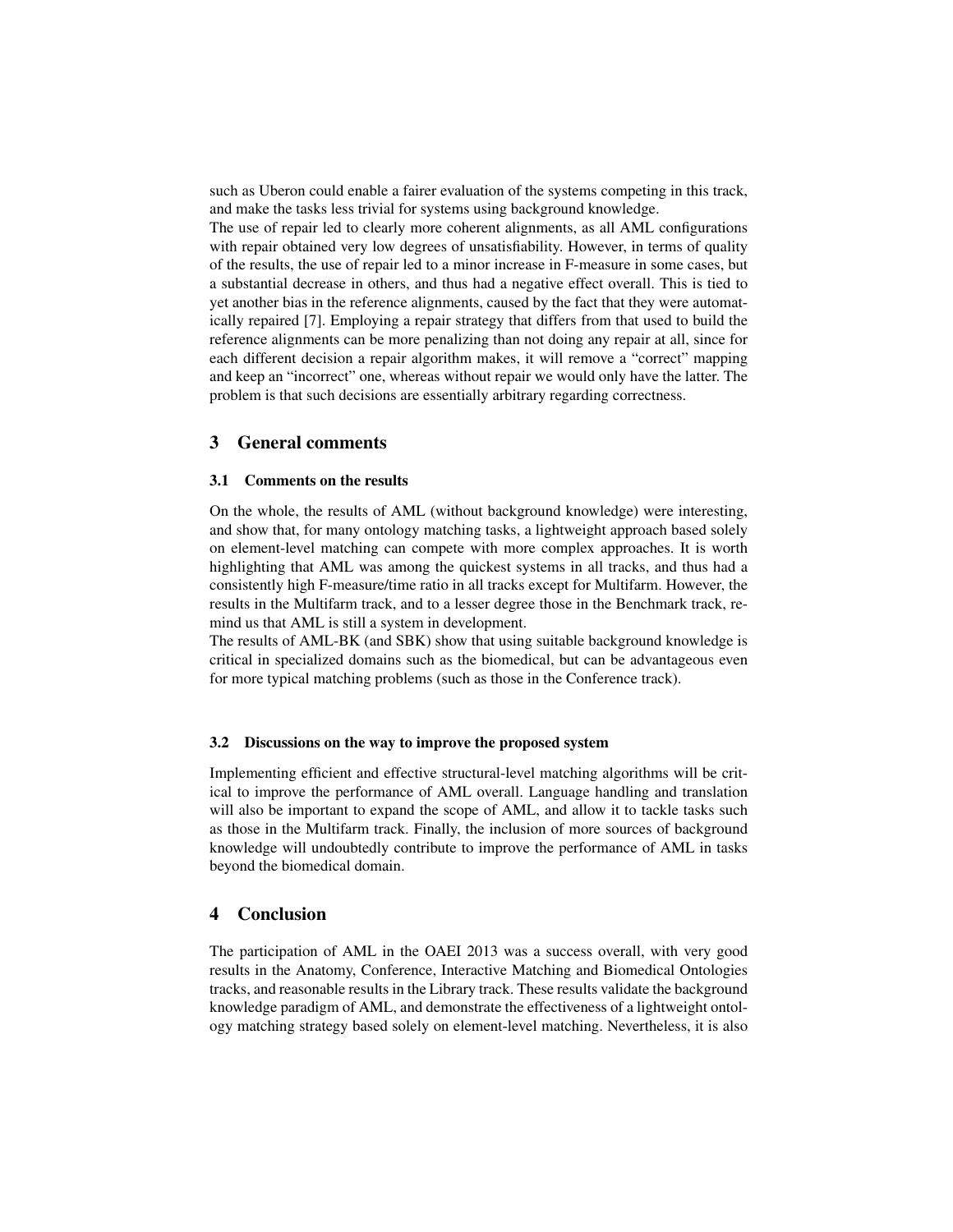such as Uberon could enable a fairer evaluation of the systems competing in this track, and make the tasks less trivial for systems using background knowledge.

The use of repair led to clearly more coherent alignments, as all AML configurations with repair obtained very low degrees of unsatisfiability. However, in terms of quality of the results, the use of repair led to a minor increase in F-measure in some cases, but a substantial decrease in others, and thus had a negative effect overall. This is tied to yet another bias in the reference alignments, caused by the fact that they were automatically repaired [7]. Employing a repair strategy that differs from that used to build the reference alignments can be more penalizing than not doing any repair at all, since for each different decision a repair algorithm makes, it will remove a "correct" mapping and keep an "incorrect" one, whereas without repair we would only have the latter. The problem is that such decisions are essentially arbitrary regarding correctness.

## 3 General comments

### 3.1 Comments on the results

On the whole, the results of AML (without background knowledge) were interesting, and show that, for many ontology matching tasks, a lightweight approach based solely on element-level matching can compete with more complex approaches. It is worth highlighting that AML was among the quickest systems in all tracks, and thus had a consistently high F-measure/time ratio in all tracks except for Multifarm. However, the results in the Multifarm track, and to a lesser degree those in the Benchmark track, remind us that AML is still a system in development.

The results of AML-BK (and SBK) show that using suitable background knowledge is critical in specialized domains such as the biomedical, but can be advantageous even for more typical matching problems (such as those in the Conference track).

### 3.2 Discussions on the way to improve the proposed system

Implementing efficient and effective structural-level matching algorithms will be critical to improve the performance of AML overall. Language handling and translation will also be important to expand the scope of AML, and allow it to tackle tasks such as those in the Multifarm track. Finally, the inclusion of more sources of background knowledge will undoubtedly contribute to improve the performance of AML in tasks beyond the biomedical domain.

## 4 Conclusion

The participation of AML in the OAEI 2013 was a success overall, with very good results in the Anatomy, Conference, Interactive Matching and Biomedical Ontologies tracks, and reasonable results in the Library track. These results validate the background knowledge paradigm of AML, and demonstrate the effectiveness of a lightweight ontology matching strategy based solely on element-level matching. Nevertheless, it is also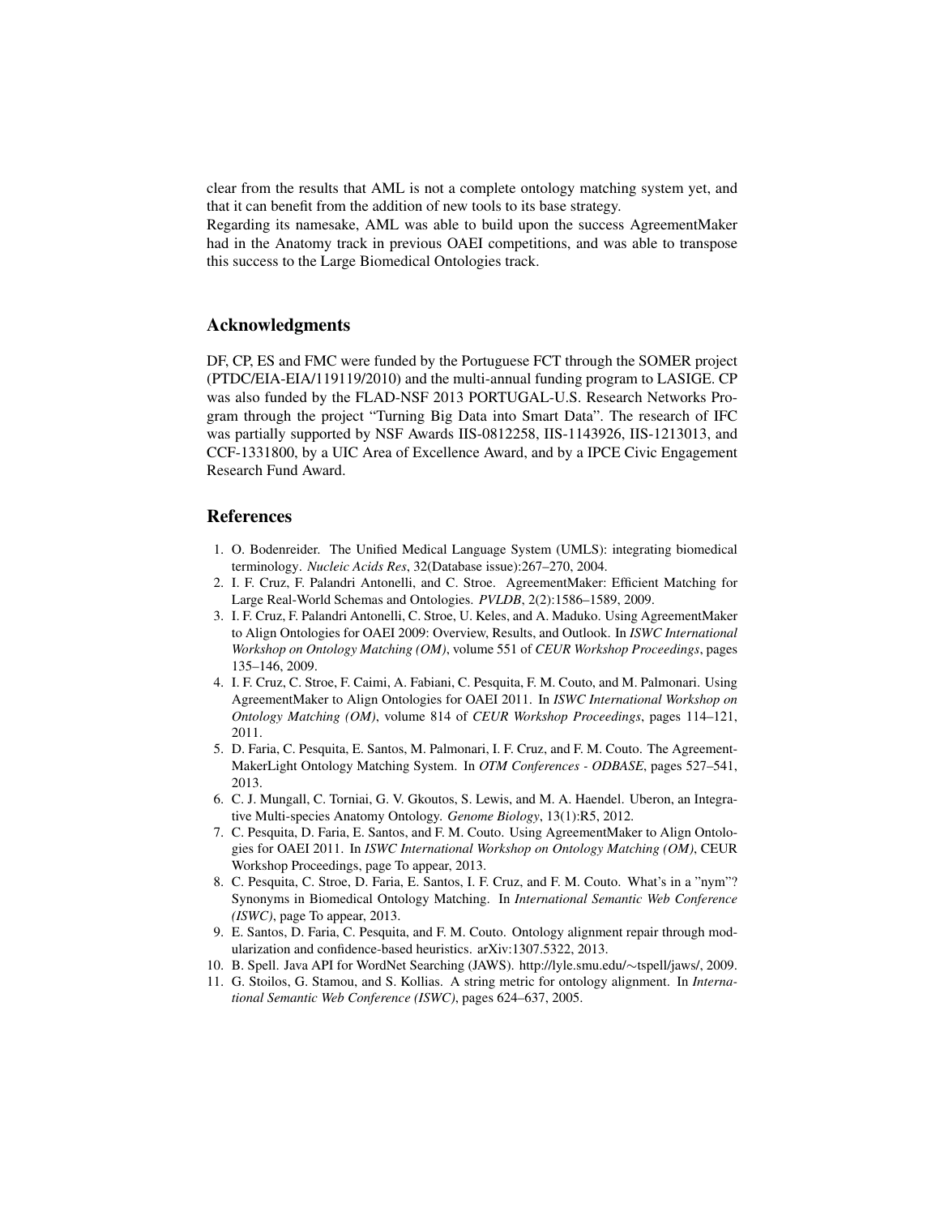clear from the results that AML is not a complete ontology matching system yet, and that it can benefit from the addition of new tools to its base strategy.
Regarding its namesake, AML was able to build upon the success AgreementMaker had in the Anatomy track in previous OAEI competitions, and was able to transpose this success to the Large Biomedical Ontologies track.

## Acknowledgments

DF, CP, ES and FMC were funded by the Portuguese FCT through the SOMER project (PTDC/EIA-EIA/119119/2010) and the multi-annual funding program to LASIGE. CP was also funded by the FLAD-NSF 2013 PORTUGAL-U.S. Research Networks Program through the project "Turning Big Data into Smart Data". The research of IFC was partially supported by NSF Awards IIS-0812258, IIS-1143926, IIS-1213013, and CCF-1331800, by a UIC Area of Excellence Award, and by a IPCE Civic Engagement Research Fund Award.

## References

1. O. Bodenreider. The Unified Medical Language System (UMLS): integrating biomedical terminology. *Nucleic Acids Res*, 32(Database issue):267–270, 2004.
2. I. F. Cruz, F. Palandri Antonelli, and C. Stroe. AgreementMaker: Efficient Matching for Large Real-World Schemas and Ontologies. *PVLDB*, 2(2):1586–1589, 2009.
3. I. F. Cruz, F. Palandri Antonelli, C. Stroe, U. Keles, and A. Maduko. Using AgreementMaker to Align Ontologies for OAEI 2009: Overview, Results, and Outlook. In *ISWC International Workshop on Ontology Matching (OM)*, volume 551 of *CEUR Workshop Proceedings*, pages 135–146, 2009.
4. I. F. Cruz, C. Stroe, F. Caimi, A. Fabiani, C. Pesquita, F. M. Couto, and M. Palmonari. Using AgreementMaker to Align Ontologies for OAEI 2011. In *ISWC International Workshop on Ontology Matching (OM)*, volume 814 of *CEUR Workshop Proceedings*, pages 114–121, 2011.
5. D. Faria, C. Pesquita, E. Santos, M. Palmonari, I. F. Cruz, and F. M. Couto. The AgreementMakerLight Ontology Matching System. In *OTM Conferences - ODBASE*, pages 527–541, 2013.
6. C. J. Mungall, C. Torniai, G. V. Gkoutos, S. Lewis, and M. A. Haendel. Uberon, an Integrative Multi-species Anatomy Ontology. *Genome Biology*, 13(1):R5, 2012.
7. C. Pesquita, D. Faria, E. Santos, and F. M. Couto. Using AgreementMaker to Align Ontologies for OAEI 2011. In *ISWC International Workshop on Ontology Matching (OM)*, CEUR Workshop Proceedings, page To appear, 2013.
8. C. Pesquita, C. Stroe, D. Faria, E. Santos, I. F. Cruz, and F. M. Couto. What's in a "nym"? Synonyms in Biomedical Ontology Matching. In *International Semantic Web Conference (ISWC)*, page To appear, 2013.
9. E. Santos, D. Faria, C. Pesquita, and F. M. Couto. Ontology alignment repair through modularization and confidence-based heuristics. arXiv:1307.5322, 2013.
10. B. Spell. Java API for WordNet Searching (JAWS). http://lyle.smu.edu/∼tspell/jaws/, 2009.
11. G. Stoilos, G. Stamou, and S. Kollias. A string metric for ontology alignment. In *International Semantic Web Conference (ISWC)*, pages 624–637, 2005.